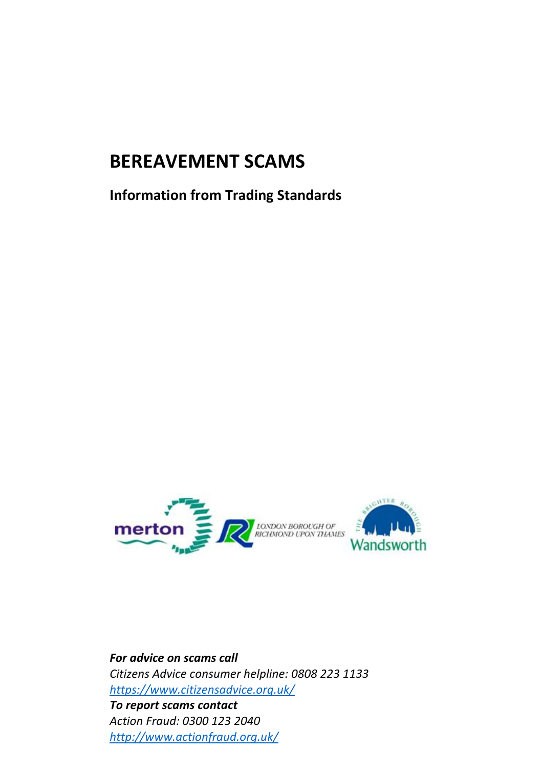# BEREAVEMENT SCAMS

## Information from Trading Standards

***For advice on scams call***
*Citizens Advice consumer helpline: 0808 223 1133*
*[https://www.citizensadvice.org.uk/](https://www.citizensadvice.org.uk/)*
***To report scams contact***
*Action Fraud: 0300 123 2040*
*[http://www.actionfraud.org.uk/](http://www.actionfraud.org.uk/)*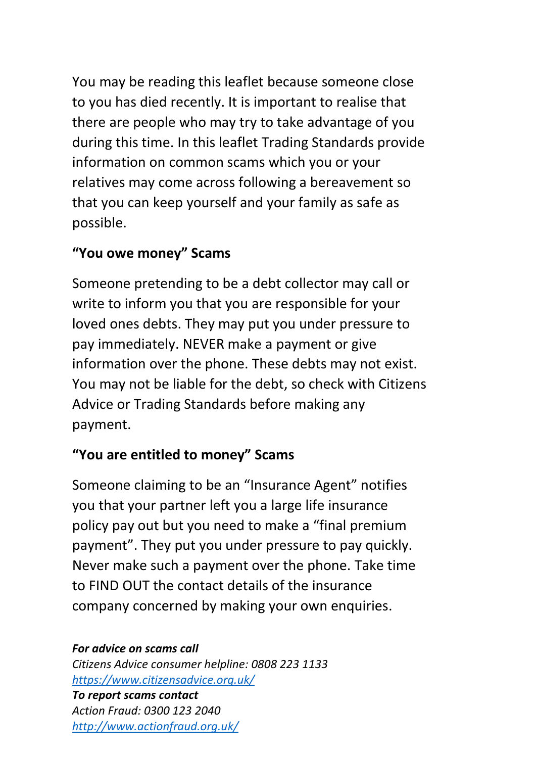You may be reading this leaflet because someone close to you has died recently. It is important to realise that there are people who may try to take advantage of you during this time. In this leaflet Trading Standards provide information on common scams which you or your relatives may come across following a bereavement so that you can keep yourself and your family as safe as possible.

**"You owe money" Scams**

Someone pretending to be a debt collector may call or write to inform you that you are responsible for your loved ones debts. They may put you under pressure to pay immediately. NEVER make a payment or give information over the phone. These debts may not exist. You may not be liable for the debt, so check with Citizens Advice or Trading Standards before making any payment.

**"You are entitled to money" Scams**

Someone claiming to be an "Insurance Agent" notifies you that your partner left you a large life insurance policy pay out but you need to make a "final premium payment". They put you under pressure to pay quickly. Never make such a payment over the phone. Take time to FIND OUT the contact details of the insurance company concerned by making your own enquiries.

***For advice on scams call***
*Citizens Advice consumer helpline: 0808 223 1133*
*https://www.citizensadvice.org.uk/*
***To report scams contact***
*Action Fraud: 0300 123 2040*
*http://www.actionfraud.org.uk/*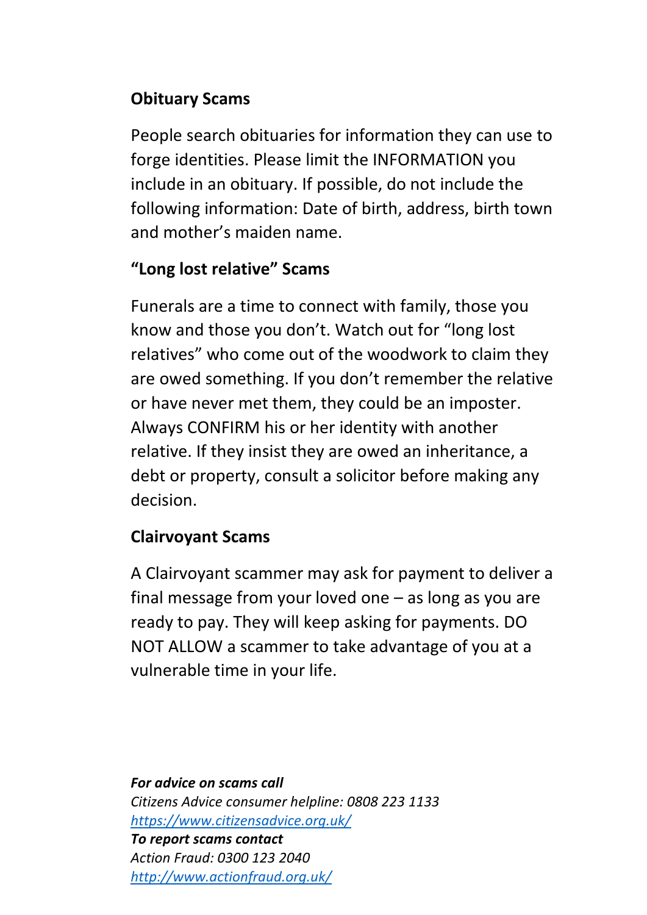## Obituary Scams

People search obituaries for information they can use to forge identities. Please limit the INFORMATION you include in an obituary. If possible, do not include the following information: Date of birth, address, birth town and mother's maiden name.

## "Long lost relative" Scams

Funerals are a time to connect with family, those you know and those you don't. Watch out for "long lost relatives" who come out of the woodwork to claim they are owed something. If you don't remember the relative or have never met them, they could be an imposter. Always CONFIRM his or her identity with another relative. If they insist they are owed an inheritance, a debt or property, consult a solicitor before making any decision.

## Clairvoyant Scams

A Clairvoyant scammer may ask for payment to deliver a final message from your loved one – as long as you are ready to pay. They will keep asking for payments. DO NOT ALLOW a scammer to take advantage of you at a vulnerable time in your life.

***For advice on scams call***
*Citizens Advice consumer helpline: 0808 223 1133*
*[https://www.citizensadvice.org.uk/](https://www.citizensadvice.org.uk/)*
***To report scams contact***
*Action Fraud: 0300 123 2040*
*[http://www.actionfraud.org.uk/](http://www.actionfraud.org.uk/)*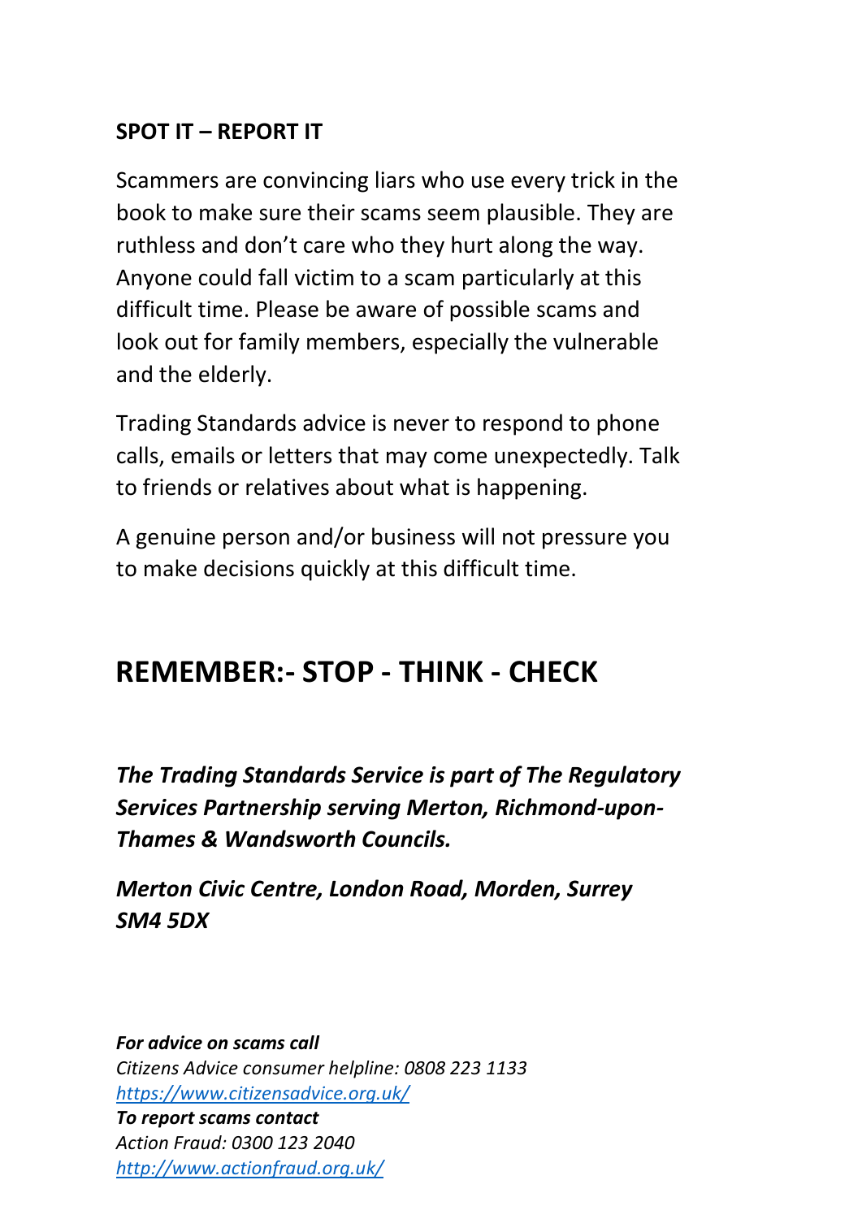**SPOT IT – REPORT IT**

Scammers are convincing liars who use every trick in the book to make sure their scams seem plausible. They are ruthless and don't care who they hurt along the way. Anyone could fall victim to a scam particularly at this difficult time. Please be aware of possible scams and look out for family members, especially the vulnerable and the elderly.

Trading Standards advice is never to respond to phone calls, emails or letters that may come unexpectedly. Talk to friends or relatives about what is happening.

A genuine person and/or business will not pressure you to make decisions quickly at this difficult time.

## REMEMBER:- STOP - THINK - CHECK

***The Trading Standards Service is part of The Regulatory Services Partnership serving Merton, Richmond-upon-Thames & Wandsworth Councils.***

***Merton Civic Centre, London Road, Morden, Surrey SM4 5DX***

***For advice on scams call***
*Citizens Advice consumer helpline: 0808 223 1133*
*https://www.citizensadvice.org.uk/*
***To report scams contact***
*Action Fraud: 0300 123 2040*
*http://www.actionfraud.org.uk/*